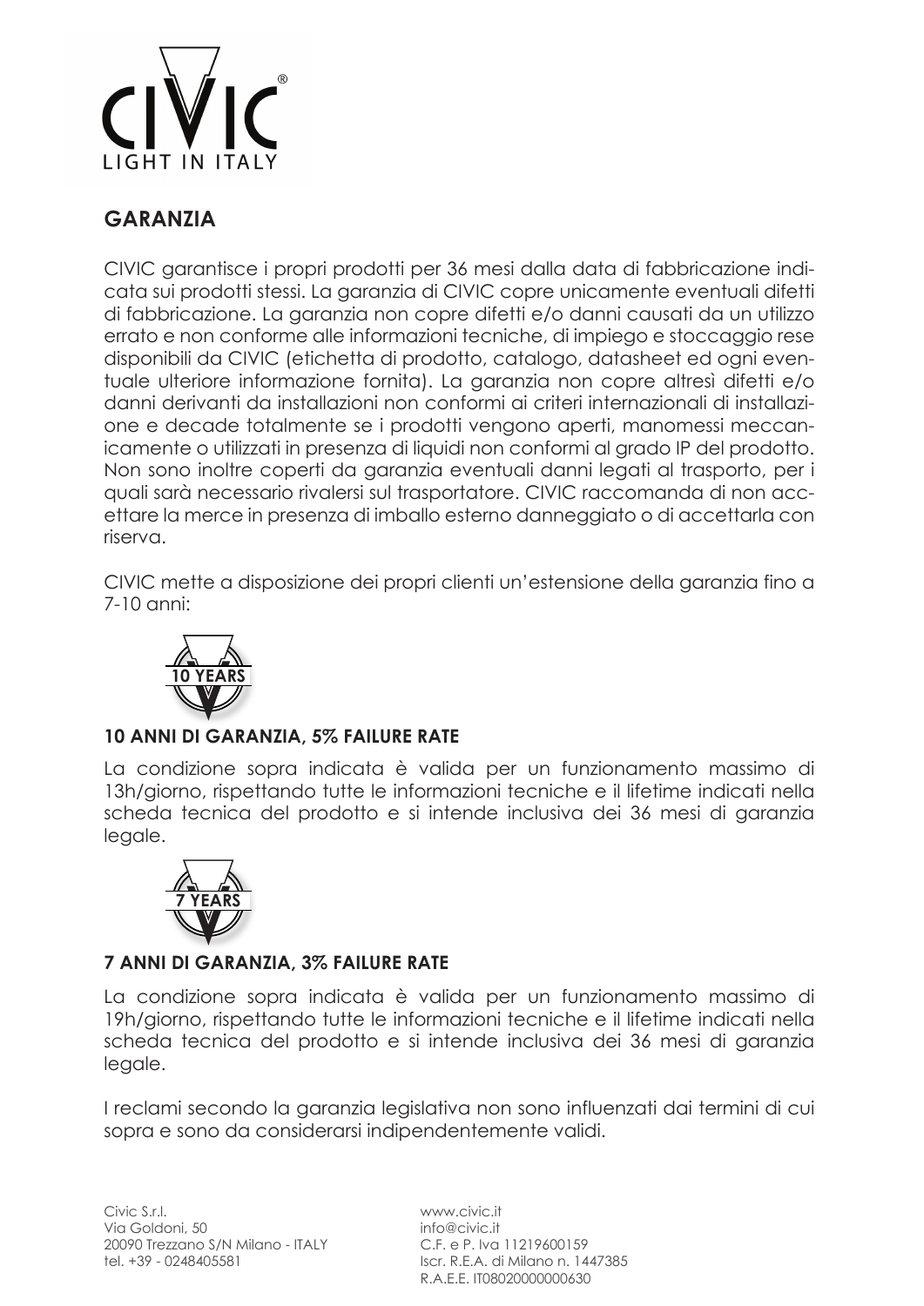## GARANZIA

CIVIC garantisce i propri prodotti per 36 mesi dalla data di fabbricazione indicata sui prodotti stessi. La garanzia di CIVIC copre unicamente eventuali difetti di fabbricazione. La garanzia non copre difetti e/o danni causati da un utilizzo errato e non conforme alle informazioni tecniche, di impiego e stoccaggio rese disponibili da CIVIC (etichetta di prodotto, catalogo, datasheet ed ogni eventuale ulteriore informazione fornita). La garanzia non copre altresì difetti e/o danni derivanti da installazioni non conformi ai criteri internazionali di installazione e decade totalmente se i prodotti vengono aperti, manomessi meccanicamente o utilizzati in presenza di liquidi non conformi al grado IP del prodotto. Non sono inoltre coperti da garanzia eventuali danni legati al trasporto, per i quali sarà necessario rivalersi sul trasportatore. CIVIC raccomanda di non accettare la merce in presenza di imballo esterno danneggiato o di accettarla con riserva.

CIVIC mette a disposizione dei propri clienti un'estensione della garanzia fino a 7-10 anni:

### 10 ANNI DI GARANZIA, 5% FAILURE RATE

La condizione sopra indicata è valida per un funzionamento massimo di 13h/giorno, rispettando tutte le informazioni tecniche e il lifetime indicati nella scheda tecnica del prodotto e si intende inclusiva dei 36 mesi di garanzia legale.

### 7 ANNI DI GARANZIA, 3% FAILURE RATE

La condizione sopra indicata è valida per un funzionamento massimo di 19h/giorno, rispettando tutte le informazioni tecniche e il lifetime indicati nella scheda tecnica del prodotto e si intende inclusiva dei 36 mesi di garanzia legale.

I reclami secondo la garanzia legislativa non sono influenzati dai termini di cui sopra e sono da considerarsi indipendentemente validi.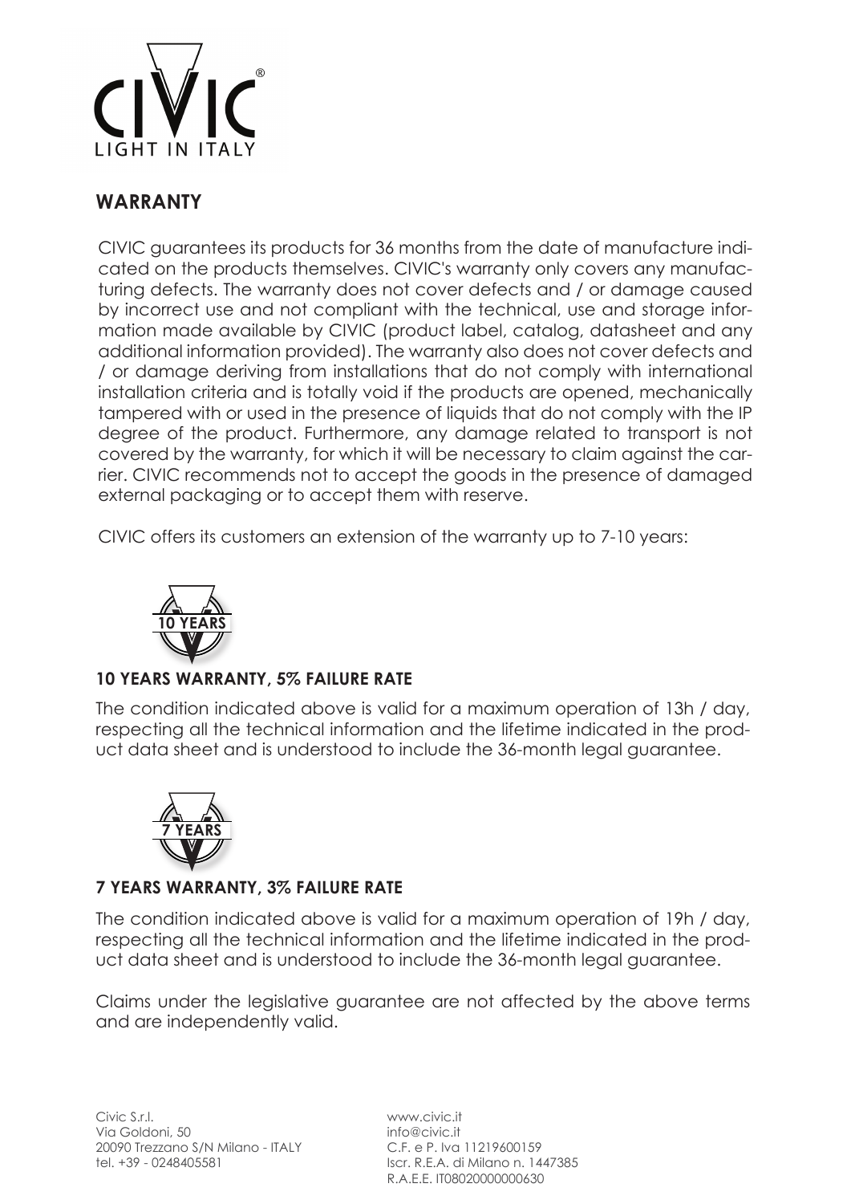CIVIC®
LIGHT IN ITALY

## WARRANTY

CIVIC guarantees its products for 36 months from the date of manufacture indicated on the products themselves. CIVIC's warranty only covers any manufacturing defects. The warranty does not cover defects and / or damage caused by incorrect use and not compliant with the technical, use and storage information made available by CIVIC (product label, catalog, datasheet and any additional information provided). The warranty also does not cover defects and / or damage deriving from installations that do not comply with international installation criteria and is totally void if the products are opened, mechanically tampered with or used in the presence of liquids that do not comply with the IP degree of the product. Furthermore, any damage related to transport is not covered by the warranty, for which it will be necessary to claim against the carrier. CIVIC recommends not to accept the goods in the presence of damaged external packaging or to accept them with reserve.

CIVIC offers its customers an extension of the warranty up to 7-10 years:

10 YEARS

**10 YEARS WARRANTY, 5% FAILURE RATE**

The condition indicated above is valid for a maximum operation of 13h / day, respecting all the technical information and the lifetime indicated in the product data sheet and is understood to include the 36-month legal guarantee.

7 YEARS

**7 YEARS WARRANTY, 3% FAILURE RATE**

The condition indicated above is valid for a maximum operation of 19h / day, respecting all the technical information and the lifetime indicated in the product data sheet and is understood to include the 36-month legal guarantee.

Claims under the legislative guarantee are not affected by the above terms and are independently valid.

Civic S.r.l.
Via Goldoni, 50
20090 Trezzano S/N Milano - ITALY
tel. +39 - 0248405581

www.civic.it
info@civic.it
C.F. e P. Iva 11219600159
Iscr. R.E.A. di Milano n. 1447385
R.A.E.E. IT08020000000630